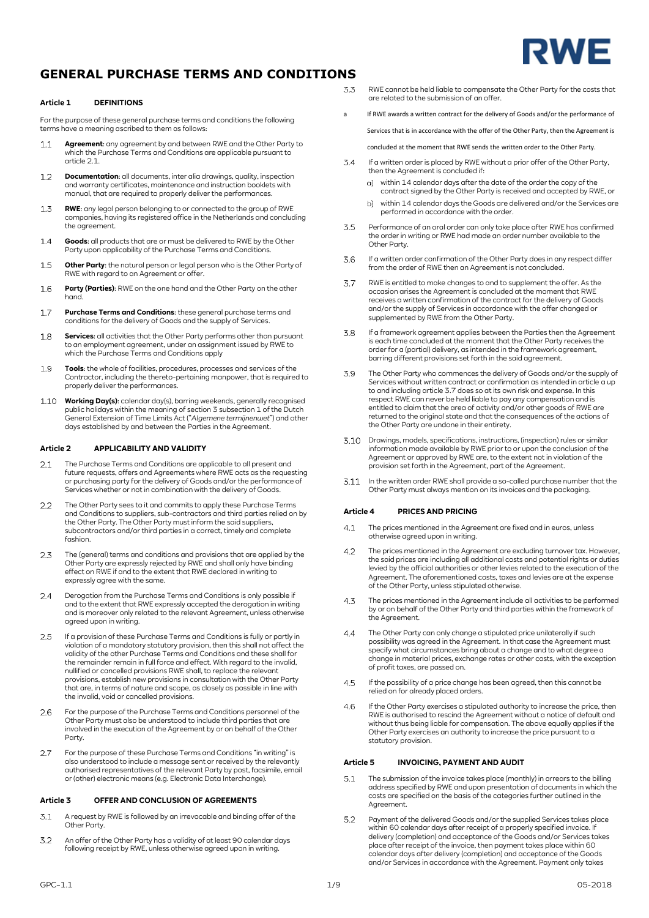# GENERAL PURCHASE TERMS AND CONDITIONS

## Article 1 DEFINITIONS

For the purpose of these general purchase terms and conditions the following terms have a meaning ascribed to them as follows:

1.1 **Agreement**: any agreement by and between RWE and the Other Party to which the Purchase Terms and Conditions are applicable pursuant to article 2.1.

1.2 **Documentation**: all documents, inter alia drawings, quality, inspection and warranty certificates, maintenance and instruction booklets with manual, that are required to properly deliver the performances.

1.3 **RWE**: any legal person belonging to or connected to the group of RWE companies, having its registered office in the Netherlands and concluding the agreement.

1.4 **Goods**: all products that are or must be delivered to RWE by the Other Party upon applicability of the Purchase Terms and Conditions.

1.5 **Other Party**: the natural person or legal person who is the Other Party of RWE with regard to an Agreement or offer.

1.6 **Party (Parties)**: RWE on the one hand and the Other Party on the other hand.

1.7 **Purchase Terms and Conditions**: these general purchase terms and conditions for the delivery of Goods and the supply of Services.

1.8 **Services**: all activities that the Other Party performs other than pursuant to an employment agreement, under an assignment issued by RWE to which the Purchase Terms and Conditions apply

1.9 **Tools**: the whole of facilities, procedures, processes and services of the Contractor, including the thereto-pertaining manpower, that is required to properly deliver the performances.

1.10 **Working Day(s)**: calendar day(s), barring weekends, generally recognised public holidays within the meaning of section 3 subsection 1 of the Dutch General Extension of Time Limits Act ("*Algemene termijnenwet*") and other days established by and between the Parties in the Agreement.

## Article 2 APPLICABILITY AND VALIDITY

2.1 The Purchase Terms and Conditions are applicable to all present and future requests, offers and Agreements where RWE acts as the requesting or purchasing party for the delivery of Goods and/or the performance of Services whether or not in combination with the delivery of Goods.

2.2 The Other Party sees to it and commits to apply these Purchase Terms and Conditions to suppliers, sub-contractors and third parties relied on by the Other Party. The Other Party must inform the said suppliers, subcontractors and/or third parties in a correct, timely and complete fashion.

2.3 The (general) terms and conditions and provisions that are applied by the Other Party are expressly rejected by RWE and shall only have binding effect on RWE if and to the extent that RWE declared in writing to expressly agree with the same.

2.4 Derogation from the Purchase Terms and Conditions is only possible if and to the extent that RWE expressly accepted the derogation in writing and is moreover only related to the relevant Agreement, unless otherwise agreed upon in writing.

2.5 If a provision of these Purchase Terms and Conditions is fully or partly in violation of a mandatory statutory provision, then this shall not affect the validity of the other Purchase Terms and Conditions and these shall for the remainder remain in full force and effect. With regard to the invalid, nullified or cancelled provisions RWE shall, to replace the relevant provisions, establish new provisions in consultation with the Other Party that are, in terms of nature and scope, as closely as possible in line with the invalid, void or cancelled provisions.

2.6 For the purpose of the Purchase Terms and Conditions personnel of the Other Party must also be understood to include third parties that are involved in the execution of the Agreement by or on behalf of the Other Party.

2.7 For the purpose of these Purchase Terms and Conditions "in writing" is also understood to include a message sent or received by the relevantly authorised representatives of the relevant Party by post, facsimile, email or (other) electronic means (e.g. Electronic Data Interchange).

## Article 3 OFFER AND CONCLUSION OF AGREEMENTS

3.1 A request by RWE is followed by an irrevocable and binding offer of the Other Party.

3.2 An offer of the Other Party has a validity of at least 90 calendar days following receipt by RWE, unless otherwise agreed upon in writing.

3.3 RWE cannot be held liable to compensate the Other Party for the costs that are related to the submission of an offer.

a If RWE awards a written contract for the delivery of Goods and/or the performance of Services that is in accordance with the offer of the Other Party, then the Agreement is concluded at the moment that RWE sends the written order to the Other Party.

3.4 If a written order is placed by RWE without a prior offer of the Other Party, then the Agreement is concluded if:

a) within 14 calendar days after the date of the order the copy of the contract signed by the Other Party is received and accepted by RWE, or

b) within 14 calendar days the Goods are delivered and/or the Services are performed in accordance with the order.

3.5 Performance of an oral order can only take place after RWE has confirmed the order in writing or RWE had made an order number available to the Other Party.

3.6 If a written order confirmation of the Other Party does in any respect differ from the order of RWE then an Agreement is not concluded.

3.7 RWE is entitled to make changes to and to supplement the offer. As the occasion arises the Agreement is concluded at the moment that RWE receives a written confirmation of the contract for the delivery of Goods and/or the supply of Services in accordance with the offer changed or supplemented by RWE from the Other Party.

3.8 If a framework agreement applies between the Parties then the Agreement is each time concluded at the moment that the Other Party receives the order for a (partial) delivery, as intended in the framework agreement, barring different provisions set forth in the said agreement.

3.9 The Other Party who commences the delivery of Goods and/or the supply of Services without written contract or confirmation as intended in article a up to and including article 3.7 does so at its own risk and expense. In this respect RWE can never be held liable to pay any compensation and is entitled to claim that the area of activity and/or other goods of RWE are returned to the original state and that the consequences of the actions of the Other Party are undone in their entirety.

3.10 Drawings, models, specifications, instructions, (inspection) rules or similar information made available by RWE prior to or upon the conclusion of the Agreement or approved by RWE are, to the extent not in violation of the provision set forth in the Agreement, part of the Agreement.

3.11 In the written order RWE shall provide a so-called purchase number that the Other Party must always mention on its invoices and the packaging.

## Article 4 PRICES AND PRICING

4.1 The prices mentioned in the Agreement are fixed and in euros, unless otherwise agreed upon in writing.

4.2 The prices mentioned in the Agreement are excluding turnover tax. However, the said prices are including all additional costs and potential rights or duties levied by the official authorities or other levies related to the execution of the Agreement. The aforementioned costs, taxes and levies are at the expense of the Other Party, unless stipulated otherwise.

4.3 The prices mentioned in the Agreement include all activities to be performed by or on behalf of the Other Party and third parties within the framework of the Agreement.

4.4 The Other Party can only change a stipulated price unilaterally if such possibility was agreed in the Agreement. In that case the Agreement must specify what circumstances bring about a change and to what degree a change in material prices, exchange rates or other costs, with the exception of profit taxes, are passed on.

4.5 If the possibility of a price change has been agreed, then this cannot be relied on for already placed orders.

4.6 If the Other Party exercises a stipulated authority to increase the price, then RWE is authorised to rescind the Agreement without a notice of default and without thus being liable for compensation. The above equally applies if the Other Party exercises an authority to increase the price pursuant to a statutory provision.

## Article 5 INVOICING, PAYMENT AND AUDIT

5.1 The submission of the invoice takes place (monthly) in arrears to the billing address specified by RWE and upon presentation of documents in which the costs are specified on the basis of the categories further outlined in the Agreement.

5.2 Payment of the delivered Goods and/or the supplied Services takes place within 60 calendar days after receipt of a properly specified invoice. If delivery (completion) and acceptance of the Goods and/or Services takes place after receipt of the invoice, then payment takes place within 60 calendar days after delivery (completion) and acceptance of the Goods and/or Services in accordance with the Agreement. Payment only takes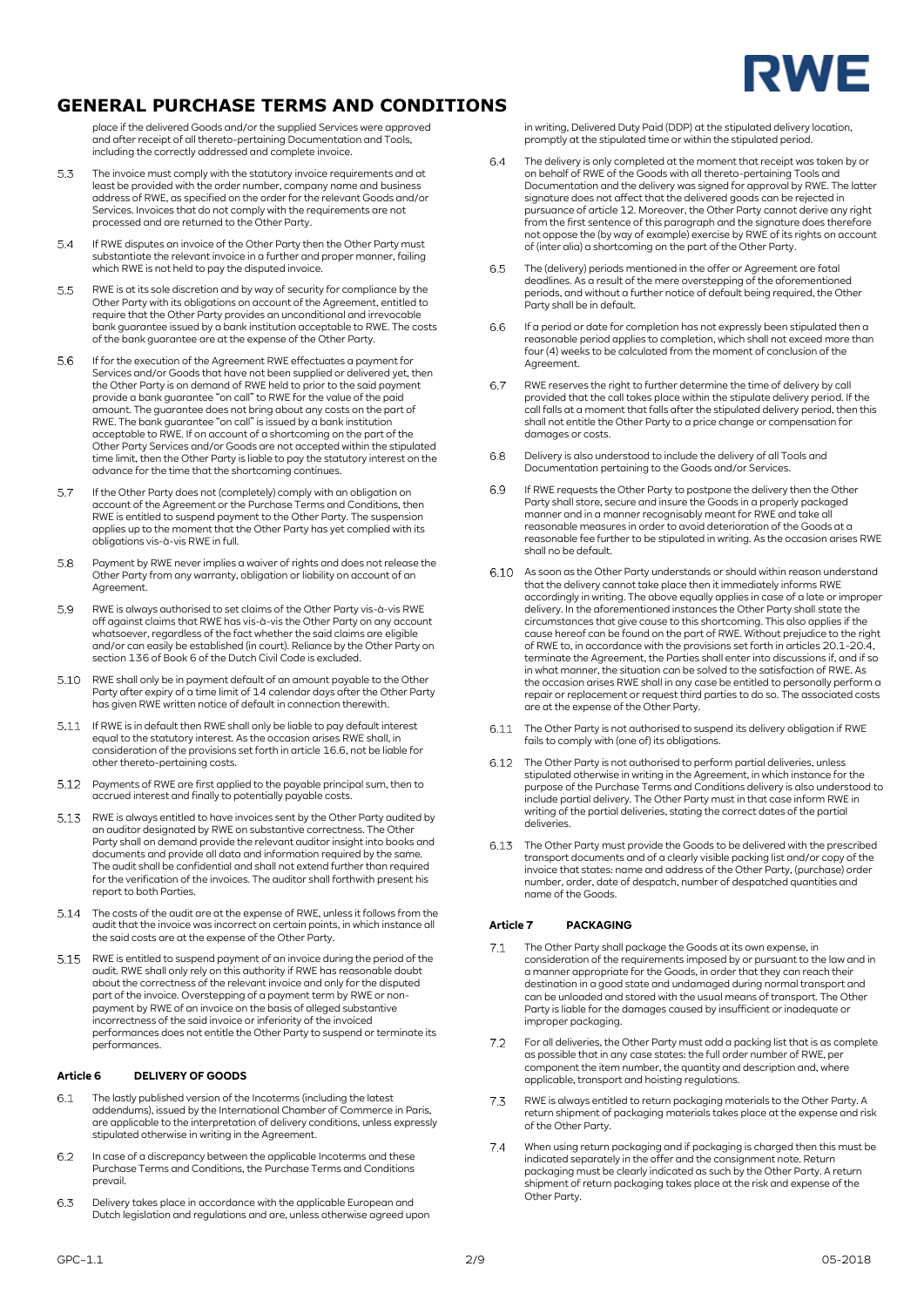place if the delivered Goods and/or the supplied Services were approved and after receipt of all thereto-pertaining Documentation and Tools, including the correctly addressed and complete invoice.

5.3 The invoice must comply with the statutory invoice requirements and at least be provided with the order number, company name and business address of RWE, as specified on the order for the relevant Goods and/or Services. Invoices that do not comply with the requirements are not processed and are returned to the Other Party.

5.4 If RWE disputes an invoice of the Other Party then the Other Party must substantiate the relevant invoice in a further and proper manner, failing which RWE is not held to pay the disputed invoice.

5.5 RWE is at its sole discretion and by way of security for compliance by the Other Party with its obligations on account of the Agreement, entitled to require that the Other Party provides an unconditional and irrevocable bank guarantee issued by a bank institution acceptable to RWE. The costs of the bank guarantee are at the expense of the Other Party.

5.6 If for the execution of the Agreement RWE effectuates a payment for Services and/or Goods that have not been supplied or delivered yet, then the Other Party is on demand of RWE held to prior to the said payment provide a bank guarantee "on call" to RWE for the value of the paid amount. The guarantee does not bring about any costs on the part of RWE. The bank guarantee "on call" is issued by a bank institution acceptable to RWE. If on account of a shortcoming on the part of the Other Party Services and/or Goods are not accepted within the stipulated time limit, then the Other Party is liable to pay the statutory interest on the advance for the time that the shortcoming continues.

5.7 If the Other Party does not (completely) comply with an obligation on account of the Agreement or the Purchase Terms and Conditions, then RWE is entitled to suspend payment to the Other Party. The suspension applies up to the moment that the Other Party has yet complied with its obligations vis-à-vis RWE in full.

5.8 Payment by RWE never implies a waiver of rights and does not release the Other Party from any warranty, obligation or liability on account of an Agreement.

5.9 RWE is always authorised to set claims of the Other Party vis-à-vis RWE off against claims that RWE has vis-à-vis the Other Party on any account whatsoever, regardless of the fact whether the said claims are eligible and/or can easily be established (in court). Reliance by the Other Party on section 136 of Book 6 of the Dutch Civil Code is excluded.

5.10 RWE shall only be in payment default of an amount payable to the Other Party after expiry of a time limit of 14 calendar days after the Other Party has given RWE written notice of default in connection therewith.

5.11 If RWE is in default then RWE shall only be liable to pay default interest equal to the statutory interest. As the occasion arises RWE shall, in consideration of the provisions set forth in article 16.6, not be liable for other thereto-pertaining costs.

5.12 Payments of RWE are first applied to the payable principal sum, then to accrued interest and finally to potentially payable costs.

5.13 RWE is always entitled to have invoices sent by the Other Party audited by an auditor designated by RWE on substantive correctness. The Other Party shall on demand provide the relevant auditor insight into books and documents and provide all data and information required by the same. The audit shall be confidential and shall not extend further than required for the verification of the invoices. The auditor shall forthwith present his report to both Parties.

5.14 The costs of the audit are at the expense of RWE, unless it follows from the audit that the invoice was incorrect on certain points, in which instance all the said costs are at the expense of the Other Party.

5.15 RWE is entitled to suspend payment of an invoice during the period of the audit. RWE shall only rely on this authority if RWE has reasonable doubt about the correctness of the relevant invoice and only for the disputed part of the invoice. Overstepping of a payment term by RWE or non-payment by RWE of an invoice on the basis of alleged substantive incorrectness of the said invoice or inferiority of the invoiced performances does not entitle the Other Party to suspend or terminate its performances.

### Article 6 DELIVERY OF GOODS

6.1 The lastly published version of the Incoterms (including the latest addendums), issued by the International Chamber of Commerce in Paris, are applicable to the interpretation of delivery conditions, unless expressly stipulated otherwise in writing in the Agreement.

6.2 In case of a discrepancy between the applicable Incoterms and these Purchase Terms and Conditions, the Purchase Terms and Conditions prevail.

6.3 Delivery takes place in accordance with the applicable European and Dutch legislation and regulations and are, unless otherwise agreed upon in writing, Delivered Duty Paid (DDP) at the stipulated delivery location, promptly at the stipulated time or within the stipulated period.

6.4 The delivery is only completed at the moment that receipt was taken by or on behalf of RWE of the Goods with all thereto-pertaining Tools and Documentation and the delivery was signed for approval by RWE. The latter signature does not affect that the delivered goods can be rejected in pursuance of article 12. Moreover, the Other Party cannot derive any right from the first sentence of this paragraph and the signature does therefore not oppose the (by way of example) exercise by RWE of its rights on account of (inter alia) a shortcoming on the part of the Other Party.

6.5 The (delivery) periods mentioned in the offer or Agreement are fatal deadlines. As a result of the mere overstepping of the aforementioned periods, and without a further notice of default being required, the Other Party shall be in default.

6.6 If a period or date for completion has not expressly been stipulated then a reasonable period applies to completion, which shall not exceed more than four (4) weeks to be calculated from the moment of conclusion of the Agreement.

6.7 RWE reserves the right to further determine the time of delivery by call provided that the call takes place within the stipulate delivery period. If the call falls at a moment that falls after the stipulated delivery period, then this shall not entitle the Other Party to a price change or compensation for damages or costs.

6.8 Delivery is also understood to include the delivery of all Tools and Documentation pertaining to the Goods and/or Services.

6.9 If RWE requests the Other Party to postpone the delivery then the Other Party shall store, secure and insure the Goods in a properly packaged manner and in a manner recognisably meant for RWE and take all reasonable measures in order to avoid deterioration of the Goods at a reasonable fee further to be stipulated in writing. As the occasion arises RWE shall no be default.

6.10 As soon as the Other Party understands or should within reason understand that the delivery cannot take place then it immediately informs RWE accordingly in writing. The above equally applies in case of a late or improper delivery. In the aforementioned instances the Other Party shall state the circumstances that give cause to this shortcoming. This also applies if the cause hereof can be found on the part of RWE. Without prejudice to the right of RWE to, in accordance with the provisions set forth in articles 20.1-20.4, terminate the Agreement, the Parties shall enter into discussions if, and if so in what manner, the situation can be solved to the satisfaction of RWE. As the occasion arises RWE shall in any case be entitled to personally perform a repair or replacement or request third parties to do so. The associated costs are at the expense of the Other Party.

6.11 The Other Party is not authorised to suspend its delivery obligation if RWE fails to comply with (one of) its obligations.

6.12 The Other Party is not authorised to perform partial deliveries, unless stipulated otherwise in writing in the Agreement, in which instance for the purpose of the Purchase Terms and Conditions delivery is also understood to include partial delivery. The Other Party must in that case inform RWE in writing of the partial deliveries, stating the correct dates of the partial deliveries.

6.13 The Other Party must provide the Goods to be delivered with the prescribed transport documents and of a clearly visible packing list and/or copy of the invoice that states: name and address of the Other Party, (purchase) order number, order, date of despatch, number of despatched quantities and name of the Goods.

### Article 7 PACKAGING

7.1 The Other Party shall package the Goods at its own expense, in consideration of the requirements imposed by or pursuant to the law and in a manner appropriate for the Goods, in order that they can reach their destination in a good state and undamaged during normal transport and can be unloaded and stored with the usual means of transport. The Other Party is liable for the damages caused by insufficient or inadequate or improper packaging.

7.2 For all deliveries, the Other Party must add a packing list that is as complete as possible that in any case states: the full order number of RWE, per component the item number, the quantity and description and, where applicable, transport and hoisting regulations.

7.3 RWE is always entitled to return packaging materials to the Other Party. A return shipment of packaging materials takes place at the expense and risk of the Other Party.

7.4 When using return packaging and if packaging is charged then this must be indicated separately in the offer and the consignment note. Return packaging must be clearly indicated as such by the Other Party. A return shipment of return packaging takes place at the risk and expense of the Other Party.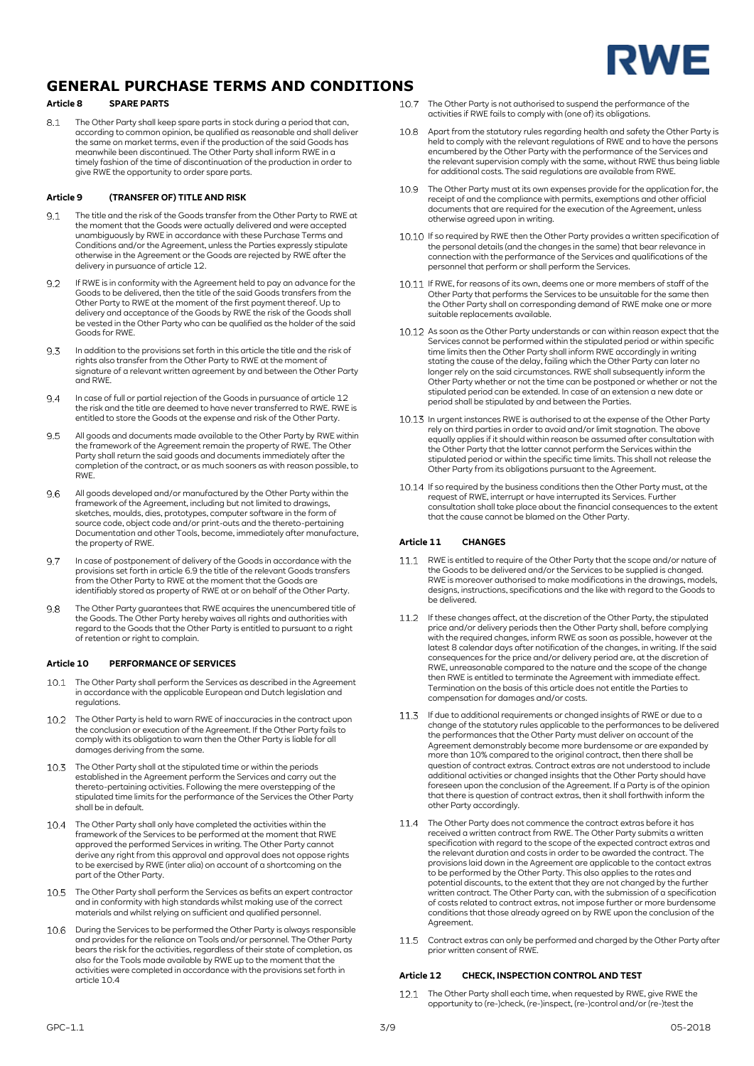# GENERAL PURCHASE TERMS AND CONDITIONS

## Article 8 SPARE PARTS

8.1 The Other Party shall keep spare parts in stock during a period that can, according to common opinion, be qualified as reasonable and shall deliver the same on market terms, even if the production of the said Goods has meanwhile been discontinued. The Other Party shall inform RWE in a timely fashion of the time of discontinuation of the production in order to give RWE the opportunity to order spare parts.

## Article 9 (TRANSFER OF) TITLE AND RISK

9.1 The title and the risk of the Goods transfer from the Other Party to RWE at the moment that the Goods were actually delivered and were accepted unambiguously by RWE in accordance with these Purchase Terms and Conditions and/or the Agreement, unless the Parties expressly stipulate otherwise in the Agreement or the Goods are rejected by RWE after the delivery in pursuance of article 12.

9.2 If RWE is in conformity with the Agreement held to pay an advance for the Goods to be delivered, then the title of the said Goods transfers from the Other Party to RWE at the moment of the first payment thereof. Up to delivery and acceptance of the Goods by RWE the risk of the Goods shall be vested in the Other Party who can be qualified as the holder of the said Goods for RWE.

9.3 In addition to the provisions set forth in this article the title and the risk of rights also transfer from the Other Party to RWE at the moment of signature of a relevant written agreement by and between the Other Party and RWE.

9.4 In case of full or partial rejection of the Goods in pursuance of article 12 the risk and the title are deemed to have never transferred to RWE. RWE is entitled to store the Goods at the expense and risk of the Other Party.

9.5 All goods and documents made available to the Other Party by RWE within the framework of the Agreement remain the property of RWE. The Other Party shall return the said goods and documents immediately after the completion of the contract, or as much sooners as with reason possible, to RWE.

9.6 All goods developed and/or manufactured by the Other Party within the framework of the Agreement, including but not limited to drawings, sketches, moulds, dies, prototypes, computer software in the form of source code, object code and/or print-outs and the thereto-pertaining Documentation and other Tools, become, immediately after manufacture, the property of RWE.

9.7 In case of postponement of delivery of the Goods in accordance with the provisions set forth in article 6.9 the title of the relevant Goods transfers from the Other Party to RWE at the moment that the Goods are identifiably stored as property of RWE at or on behalf of the Other Party.

9.8 The Other Party guarantees that RWE acquires the unencumbered title of the Goods. The Other Party hereby waives all rights and authorities with regard to the Goods that the Other Party is entitled to pursuant to a right of retention or right to complain.

## Article 10 PERFORMANCE OF SERVICES

10.1 The Other Party shall perform the Services as described in the Agreement in accordance with the applicable European and Dutch legislation and regulations.

10.2 The Other Party is held to warn RWE of inaccuracies in the contract upon the conclusion or execution of the Agreement. If the Other Party fails to comply with its obligation to warn then the Other Party is liable for all damages deriving from the same.

10.3 The Other Party shall at the stipulated time or within the periods established in the Agreement perform the Services and carry out the thereto-pertaining activities. Following the mere overstepping of the stipulated time limits for the performance of the Services the Other Party shall be in default.

10.4 The Other Party shall only have completed the activities within the framework of the Services to be performed at the moment that RWE approved the performed Services in writing. The Other Party cannot derive any right from this approval and approval does not oppose rights to be exercised by RWE (inter alia) on account of a shortcoming on the part of the Other Party.

10.5 The Other Party shall perform the Services as befits an expert contractor and in conformity with high standards whilst making use of the correct materials and whilst relying on sufficient and qualified personnel.

10.6 During the Services to be performed the Other Party is always responsible and provides for the reliance on Tools and/or personnel. The Other Party bears the risk for the activities, regardless of their state of completion, as also for the Tools made available by RWE up to the moment that the activities were completed in accordance with the provisions set forth in article 10.4

10.7 The Other Party is not authorised to suspend the performance of the activities if RWE fails to comply with (one of) its obligations.

10.8 Apart from the statutory rules regarding health and safety the Other Party is held to comply with the relevant regulations of RWE and to have the persons encumbered by the Other Party with the performance of the Services and the relevant supervision comply with the same, without RWE thus being liable for additional costs. The said regulations are available from RWE.

10.9 The Other Party must at its own expenses provide for the application for, the receipt of and the compliance with permits, exemptions and other official documents that are required for the execution of the Agreement, unless otherwise agreed upon in writing.

10.10 If so required by RWE then the Other Party provides a written specification of the personal details (and the changes in the same) that bear relevance in connection with the performance of the Services and qualifications of the personnel that perform or shall perform the Services.

10.11 If RWE, for reasons of its own, deems one or more members of staff of the Other Party that performs the Services to be unsuitable for the same then the Other Party shall on corresponding demand of RWE make one or more suitable replacements available.

10.12 As soon as the Other Party understands or can within reason expect that the Services cannot be performed within the stipulated period or within specific time limits then the Other Party shall inform RWE accordingly in writing stating the cause of the delay, failing which the Other Party can later no longer rely on the said circumstances. RWE shall subsequently inform the Other Party whether or not the time can be postponed or whether or not the stipulated period can be extended. In case of an extension a new date or period shall be stipulated by and between the Parties.

10.13 In urgent instances RWE is authorised to at the expense of the Other Party rely on third parties in order to avoid and/or limit stagnation. The above equally applies if it should within reason be assumed after consultation with the Other Party that the latter cannot perform the Services within the stipulated period or within the specific time limits. This shall not release the Other Party from its obligations pursuant to the Agreement.

10.14 If so required by the business conditions then the Other Party must, at the request of RWE, interrupt or have interrupted its Services. Further consultation shall take place about the financial consequences to the extent that the cause cannot be blamed on the Other Party.

## Article 11 CHANGES

11.1 RWE is entitled to require of the Other Party that the scope and/or nature of the Goods to be delivered and/or the Services to be supplied is changed. RWE is moreover authorised to make modifications in the drawings, models, designs, instructions, specifications and the like with regard to the Goods to be delivered.

11.2 If these changes affect, at the discretion of the Other Party, the stipulated price and/or delivery periods then the Other Party shall, before complying with the required changes, inform RWE as soon as possible, however at the latest 8 calendar days after notification of the changes, in writing. If the said consequences for the price and/or delivery period are, at the discretion of RWE, unreasonable compared to the nature and the scope of the change then RWE is entitled to terminate the Agreement with immediate effect. Termination on the basis of this article does not entitle the Parties to compensation for damages and/or costs.

11.3 If due to additional requirements or changed insights of RWE or due to a change of the statutory rules applicable to the performances to be delivered the performances that the Other Party must deliver on account of the Agreement demonstrably become more burdensome or are expanded by more than 10% compared to the original contract, then there shall be question of contract extras. Contract extras are not understood to include additional activities or changed insights that the Other Party should have foreseen upon the conclusion of the Agreement. If a Party is of the opinion that there is question of contract extras, then it shall forthwith inform the other Party accordingly.

11.4 The Other Party does not commence the contract extras before it has received a written contract from RWE. The Other Party submits a written specification with regard to the scope of the expected contract extras and the relevant duration and costs in order to be awarded the contract. The provisions laid down in the Agreement are applicable to the contract extras to be performed by the Other Party. This also applies to the rates and potential discounts, to the extent that they are not changed by the further written contract. The Other Party can, with the submission of a specification of costs related to contract extras, not impose further or more burdensome conditions that those already agreed on by RWE upon the conclusion of the Agreement.

11.5 Contract extras can only be performed and charged by the Other Party after prior written consent of RWE.

## Article 12 CHECK, INSPECTION CONTROL AND TEST

12.1 The Other Party shall each time, when requested by RWE, give RWE the opportunity to (re-)check, (re-)inspect, (re-)control and/or (re-)test the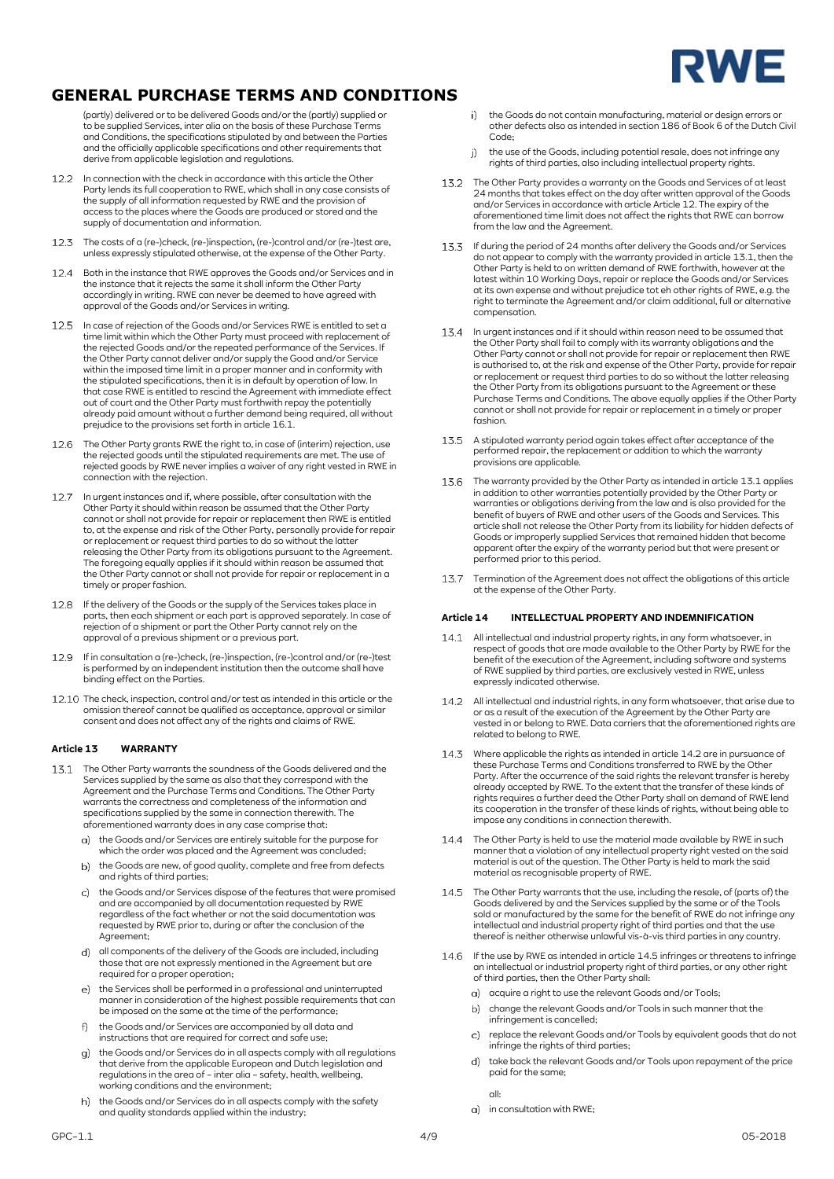(partly) delivered or to be delivered Goods and/or the (partly) supplied or to be supplied Services, inter alia on the basis of these Purchase Terms and Conditions, the specifications stipulated by and between the Parties and the officially applicable specifications and other requirements that derive from applicable legislation and regulations.

12.2 In connection with the check in accordance with this article the Other Party lends its full cooperation to RWE, which shall in any case consists of the supply of all information requested by RWE and the provision of access to the places where the Goods are produced or stored and the supply of documentation and information.

12.3 The costs of a (re-)check, (re-)inspection, (re-)control and/or (re-)test are, unless expressly stipulated otherwise, at the expense of the Other Party.

12.4 Both in the instance that RWE approves the Goods and/or Services and in the instance that it rejects the same it shall inform the Other Party accordingly in writing. RWE can never be deemed to have agreed with approval of the Goods and/or Services in writing.

12.5 In case of rejection of the Goods and/or Services RWE is entitled to set a time limit within which the Other Party must proceed with replacement of the rejected Goods and/or the repeated performance of the Services. If the Other Party cannot deliver and/or supply the Good and/or Service within the imposed time limit in a proper manner and in conformity with the stipulated specifications, then it is in default by operation of law. In that case RWE is entitled to rescind the Agreement with immediate effect out of court and the Other Party must forthwith repay the potentially already paid amount without a further demand being required, all without prejudice to the provisions set forth in article 16.1.

12.6 The Other Party grants RWE the right to, in case of (interim) rejection, use the rejected goods until the stipulated requirements are met. The use of rejected goods by RWE never implies a waiver of any right vested in RWE in connection with the rejection.

12.7 In urgent instances and if, where possible, after consultation with the Other Party it should within reason be assumed that the Other Party cannot or shall not provide for repair or replacement then RWE is entitled to, at the expense and risk of the Other Party, personally provide for repair or replacement or request third parties to do so without the latter releasing the Other Party from its obligations pursuant to the Agreement. The foregoing equally applies if it should within reason be assumed that the Other Party cannot or shall not provide for repair or replacement in a timely or proper fashion.

12.8 If the delivery of the Goods or the supply of the Services takes place in parts, then each shipment or each part is approved separately. In case of rejection of a shipment or part the Other Party cannot rely on the approval of a previous shipment or a previous part.

12.9 If in consultation a (re-)check, (re-)inspection, (re-)control and/or (re-)test is performed by an independent institution then the outcome shall have binding effect on the Parties.

12.10 The check, inspection, control and/or test as intended in this article or the omission thereof cannot be qualified as acceptance, approval or similar consent and does not affect any of the rights and claims of RWE.

### Article 13 WARRANTY

13.1 The Other Party warrants the soundness of the Goods delivered and the Services supplied by the same as also that they correspond with the Agreement and the Purchase Terms and Conditions. The Other Party warrants the correctness and completeness of the information and specifications supplied by the same in connection therewith. The aforementioned warranty does in any case comprise that:

a) the Goods and/or Services are entirely suitable for the purpose for which the order was placed and the Agreement was concluded;
b) the Goods are new, of good quality, complete and free from defects and rights of third parties;
c) the Goods and/or Services dispose of the features that were promised and are accompanied by all documentation requested by RWE regardless of the fact whether or not the said documentation was requested by RWE prior to, during or after the conclusion of the Agreement;
d) all components of the delivery of the Goods are included, including those that are not expressly mentioned in the Agreement but are required for a proper operation;
e) the Services shall be performed in a professional and uninterrupted manner in consideration of the highest possible requirements that can be imposed on the same at the time of the performance;
f) the Goods and/or Services are accompanied by all data and instructions that are required for correct and safe use;
g) the Goods and/or Services do in all aspects comply with all regulations that derive from the applicable European and Dutch legislation and regulations in the area of – inter alia – safety, health, wellbeing, working conditions and the environment;
h) the Goods and/or Services do in all aspects comply with the safety and quality standards applied within the industry;
i) the Goods do not contain manufacturing, material or design errors or other defects also as intended in section 186 of Book 6 of the Dutch Civil Code;
j) the use of the Goods, including potential resale, does not infringe any rights of third parties, also including intellectual property rights.

13.2 The Other Party provides a warranty on the Goods and Services of at least 24 months that takes effect on the day after written approval of the Goods and/or Services in accordance with article Article 12. The expiry of the aforementioned time limit does not affect the rights that RWE can borrow from the law and the Agreement.

13.3 If during the period of 24 months after delivery the Goods and/or Services do not appear to comply with the warranty provided in article 13.1, then the Other Party is held to on written demand of RWE forthwith, however at the latest within 10 Working Days, repair or replace the Goods and/or Services at its own expense and without prejudice tot eh other rights of RWE, e.g. the right to terminate the Agreement and/or claim additional, full or alternative compensation.

13.4 In urgent instances and if it should within reason need to be assumed that the Other Party shall fail to comply with its warranty obligations and the Other Party cannot or shall not provide for repair or replacement then RWE is authorised to, at the risk and expense of the Other Party, provide for repair or replacement or request third parties to do so without the latter releasing the Other Party from its obligations pursuant to the Agreement or these Purchase Terms and Conditions. The above equally applies if the Other Party cannot or shall not provide for repair or replacement in a timely or proper fashion.

13.5 A stipulated warranty period again takes effect after acceptance of the performed repair, the replacement or addition to which the warranty provisions are applicable.

13.6 The warranty provided by the Other Party as intended in article 13.1 applies in addition to other warranties potentially provided by the Other Party or warranties or obligations deriving from the law and is also provided for the benefit of buyers of RWE and other users of the Goods and Services. This article shall not release the Other Party from its liability for hidden defects of Goods or improperly supplied Services that remained hidden that become apparent after the expiry of the warranty period but that were present or performed prior to this period.

13.7 Termination of the Agreement does not affect the obligations of this article at the expense of the Other Party.

### Article 14 INTELLECTUAL PROPERTY AND INDEMNIFICATION

14.1 All intellectual and industrial property rights, in any form whatsoever, in respect of goods that are made available to the Other Party by RWE for the benefit of the execution of the Agreement, including software and systems of RWE supplied by third parties, are exclusively vested in RWE, unless expressly indicated otherwise.

14.2 All intellectual and industrial rights, in any form whatsoever, that arise due to or as a result of the execution of the Agreement by the Other Party are vested in or belong to RWE. Data carriers that the aforementioned rights are related to belong to RWE.

14.3 Where applicable the rights as intended in article 14.2 are in pursuance of these Purchase Terms and Conditions transferred to RWE by the Other Party. After the occurrence of the said rights the relevant transfer is hereby already accepted by RWE. To the extent that the transfer of these kinds of rights requires a further deed the Other Party shall on demand of RWE lend its cooperation in the transfer of these kinds of rights, without being able to impose any conditions in connection therewith.

14.4 The Other Party is held to use the material made available by RWE in such manner that a violation of any intellectual property right vested on the said material is out of the question. The Other Party is held to mark the said material as recognisable property of RWE.

14.5 The Other Party warrants that the use, including the resale, of (parts of) the Goods delivered by and the Services supplied by the same or of the Tools sold or manufactured by the same for the benefit of RWE do not infringe any intellectual and industrial property right of third parties and that the use thereof is neither otherwise unlawful vis-à-vis third parties in any country.

14.6 If the use by RWE as intended in article 14.5 infringes or threatens to infringe an intellectual or industrial property right of third parties, or any other right of third parties, then the Other Party shall:

a) acquire a right to use the relevant Goods and/or Tools;
b) change the relevant Goods and/or Tools in such manner that the infringement is cancelled;
c) replace the relevant Goods and/or Tools by equivalent goods that do not infringe the rights of third parties;
d) take back the relevant Goods and/or Tools upon repayment of the price paid for the same;

all:

a) in consultation with RWE;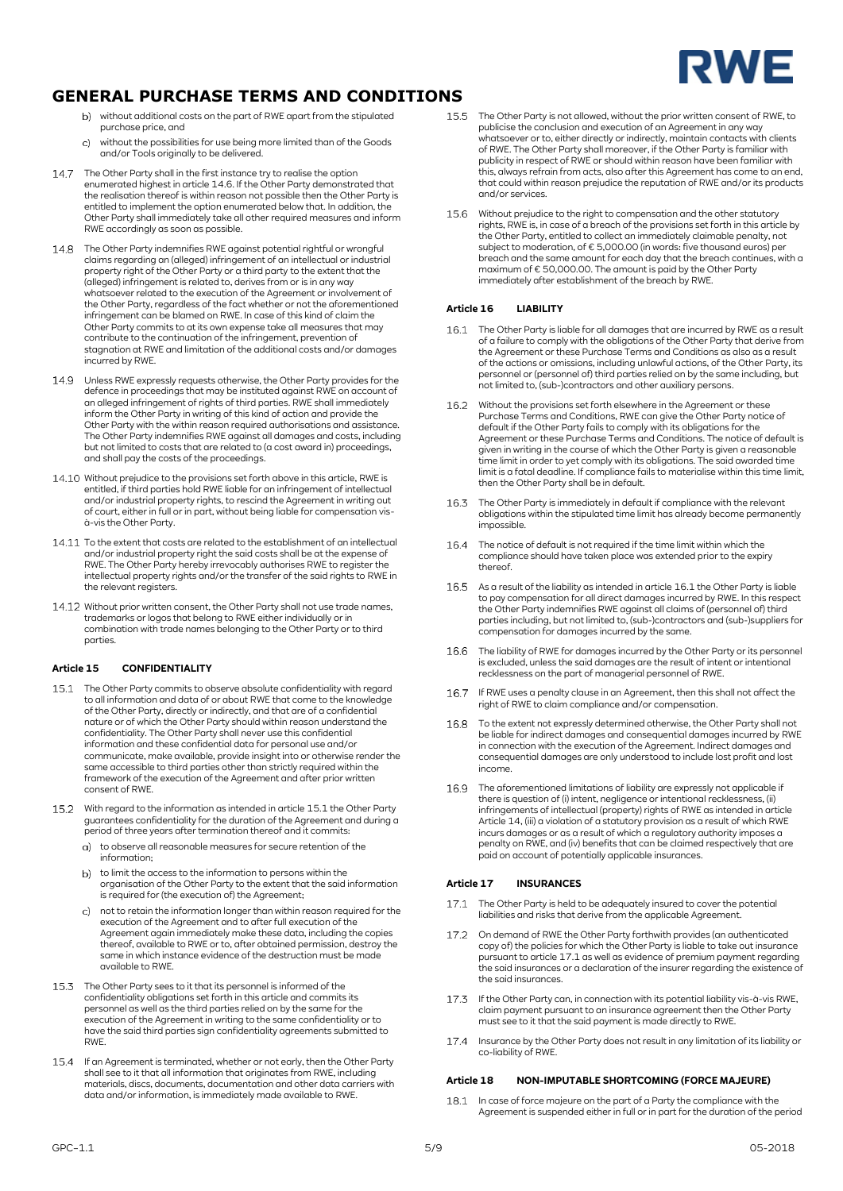b) without additional costs on the part of RWE apart from the stipulated purchase price, and

c) without the possibilities for use being more limited than of the Goods and/or Tools originally to be delivered.

14.7 The Other Party shall in the first instance try to realise the option enumerated highest in article 14.6. If the Other Party demonstrated that the realisation thereof is within reason not possible then the Other Party is entitled to implement the option enumerated below that. In addition, the Other Party shall immediately take all other required measures and inform RWE accordingly as soon as possible.

14.8 The Other Party indemnifies RWE against potential rightful or wrongful claims regarding an (alleged) infringement of an intellectual or industrial property right of the Other Party or a third party to the extent that the (alleged) infringement is related to, derives from or is in any way whatsoever related to the execution of the Agreement or involvement of the Other Party, regardless of the fact whether or not the aforementioned infringement can be blamed on RWE. In case of this kind of claim the Other Party commits to at its own expense take all measures that may contribute to the continuation of the infringement, prevention of stagnation at RWE and limitation of the additional costs and/or damages incurred by RWE.

14.9 Unless RWE expressly requests otherwise, the Other Party provides for the defence in proceedings that may be instituted against RWE on account of an alleged infringement of rights of third parties. RWE shall immediately inform the Other Party in writing of this kind of action and provide the Other Party with the within reason required authorisations and assistance. The Other Party indemnifies RWE against all damages and costs, including but not limited to costs that are related to (a cost award in) proceedings, and shall pay the costs of the proceedings.

14.10 Without prejudice to the provisions set forth above in this article, RWE is entitled, if third parties hold RWE liable for an infringement of intellectual and/or industrial property rights, to rescind the Agreement in writing out of court, either in full or in part, without being liable for compensation vis-à-vis the Other Party.

14.11 To the extent that costs are related to the establishment of an intellectual and/or industrial property right the said costs shall be at the expense of RWE. The Other Party hereby irrevocably authorises RWE to register the intellectual property rights and/or the transfer of the said rights to RWE in the relevant registers.

14.12 Without prior written consent, the Other Party shall not use trade names, trademarks or logos that belong to RWE either individually or in combination with trade names belonging to the Other Party or to third parties.

## Article 15 CONFIDENTIALITY

15.1 The Other Party commits to observe absolute confidentiality with regard to all information and data of or about RWE that come to the knowledge of the Other Party, directly or indirectly, and that are of a confidential nature or of which the Other Party should within reason understand the confidentiality. The Other Party shall never use this confidential information and these confidential data for personal use and/or communicate, make available, provide insight into or otherwise render the same accessible to third parties other than strictly required within the framework of the execution of the Agreement and after prior written consent of RWE.

15.2 With regard to the information as intended in article 15.1 the Other Party guarantees confidentiality for the duration of the Agreement and during a period of three years after termination thereof and it commits:

a) to observe all reasonable measures for secure retention of the information;

b) to limit the access to the information to persons within the organisation of the Other Party to the extent that the said information is required for (the execution of) the Agreement;

c) not to retain the information longer than within reason required for the execution of the Agreement and to after full execution of the Agreement again immediately make these data, including the copies thereof, available to RWE or to, after obtained permission, destroy the same in which instance evidence of the destruction must be made available to RWE.

15.3 The Other Party sees to it that its personnel is informed of the confidentiality obligations set forth in this article and commits its personnel as well as the third parties relied on by the same for the execution of the Agreement in writing to the same confidentiality or to have the said third parties sign confidentiality agreements submitted to RWE.

15.4 If an Agreement is terminated, whether or not early, then the Other Party shall see to it that all information that originates from RWE, including materials, discs, documents, documentation and other data carriers with data and/or information, is immediately made available to RWE.

15.5 The Other Party is not allowed, without the prior written consent of RWE, to publicise the conclusion and execution of an Agreement in any way whatsoever or to, either directly or indirectly, maintain contacts with clients of RWE. The Other Party shall moreover, if the Other Party is familiar with publicity in respect of RWE or should within reason have been familiar with this, always refrain from acts, also after this Agreement has come to an end, that could within reason prejudice the reputation of RWE and/or its products and/or services.

15.6 Without prejudice to the right to compensation and the other statutory rights, RWE is, in case of a breach of the provisions set forth in this article by the Other Party, entitled to collect an immediately claimable penalty, not subject to moderation, of € 5,000.00 (in words: five thousand euros) per breach and the same amount for each day that the breach continues, with a maximum of € 50,000.00. The amount is paid by the Other Party immediately after establishment of the breach by RWE.

## Article 16 LIABILITY

16.1 The Other Party is liable for all damages that are incurred by RWE as a result of a failure to comply with the obligations of the Other Party that derive from the Agreement or these Purchase Terms and Conditions as also as a result of the actions or omissions, including unlawful actions, of the Other Party, its personnel or (personnel of) third parties relied on by the same including, but not limited to, (sub-)contractors and other auxiliary persons.

16.2 Without the provisions set forth elsewhere in the Agreement or these Purchase Terms and Conditions, RWE can give the Other Party notice of default if the Other Party fails to comply with its obligations for the Agreement or these Purchase Terms and Conditions. The notice of default is given in writing in the course of which the Other Party is given a reasonable time limit in order to yet comply with its obligations. The said awarded time limit is a fatal deadline. If compliance fails to materialise within this time limit, then the Other Party shall be in default.

16.3 The Other Party is immediately in default if compliance with the relevant obligations within the stipulated time limit has already become permanently impossible.

16.4 The notice of default is not required if the time limit within which the compliance should have taken place was extended prior to the expiry thereof.

16.5 As a result of the liability as intended in article 16.1 the Other Party is liable to pay compensation for all direct damages incurred by RWE. In this respect the Other Party indemnifies RWE against all claims of (personnel of) third parties including, but not limited to, (sub-)contractors and (sub-)suppliers for compensation for damages incurred by the same.

16.6 The liability of RWE for damages incurred by the Other Party or its personnel is excluded, unless the said damages are the result of intent or intentional recklessness on the part of managerial personnel of RWE.

16.7 If RWE uses a penalty clause in an Agreement, then this shall not affect the right of RWE to claim compliance and/or compensation.

16.8 To the extent not expressly determined otherwise, the Other Party shall not be liable for indirect damages and consequential damages incurred by RWE in connection with the execution of the Agreement. Indirect damages and consequential damages are only understood to include lost profit and lost income.

16.9 The aforementioned limitations of liability are expressly not applicable if there is question of (i) intent, negligence or intentional recklessness, (ii) infringements of intellectual (property) rights of RWE as intended in article Article 14, (iii) a violation of a statutory provision as a result of which RWE incurs damages or as a result of which a regulatory authority imposes a penalty on RWE, and (iv) benefits that can be claimed respectively that are paid on account of potentially applicable insurances.

## Article 17 INSURANCES

17.1 The Other Party is held to be adequately insured to cover the potential liabilities and risks that derive from the applicable Agreement.

17.2 On demand of RWE the Other Party forthwith provides (an authenticated copy of) the policies for which the Other Party is liable to take out insurance pursuant to article 17.1 as well as evidence of premium payment regarding the said insurances or a declaration of the insurer regarding the existence of the said insurances.

17.3 If the Other Party can, in connection with its potential liability vis-à-vis RWE, claim payment pursuant to an insurance agreement then the Other Party must see to it that the said payment is made directly to RWE.

17.4 Insurance by the Other Party does not result in any limitation of its liability or co-liability of RWE.

## Article 18 NON-IMPUTABLE SHORTCOMING (FORCE MAJEURE)

18.1 In case of force majeure on the part of a Party the compliance with the Agreement is suspended either in full or in part for the duration of the period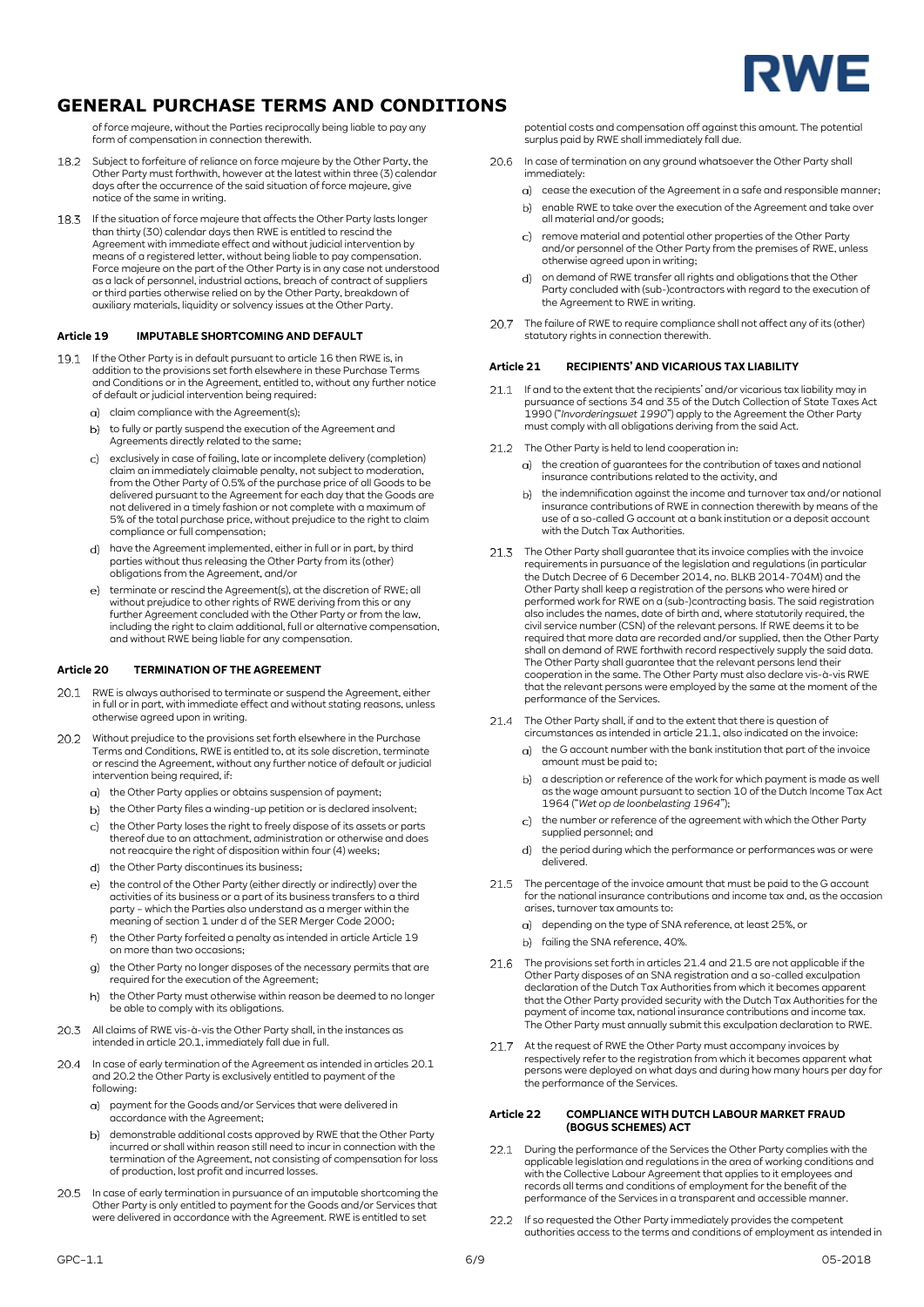of force majeure, without the Parties reciprocally being liable to pay any form of compensation in connection therewith.

18.2 Subject to forfeiture of reliance on force majeure by the Other Party, the Other Party must forthwith, however at the latest within three (3) calendar days after the occurrence of the said situation of force majeure, give notice of the same in writing.

18.3 If the situation of force majeure that affects the Other Party lasts longer than thirty (30) calendar days then RWE is entitled to rescind the Agreement with immediate effect and without judicial intervention by means of a registered letter, without being liable to pay compensation. Force majeure on the part of the Other Party is in any case not understood as a lack of personnel, industrial actions, breach of contract of suppliers or third parties otherwise relied on by the Other Party, breakdown of auxiliary materials, liquidity or solvency issues at the Other Party.

## Article 19 IMPUTABLE SHORTCOMING AND DEFAULT

19.1 If the Other Party is in default pursuant to article 16 then RWE is, in addition to the provisions set forth elsewhere in these Purchase Terms and Conditions or in the Agreement, entitled to, without any further notice of default or judicial intervention being required:

a) claim compliance with the Agreement(s);
b) to fully or partly suspend the execution of the Agreement and Agreements directly related to the same;
c) exclusively in case of failing, late or incomplete delivery (completion) claim an immediately claimable penalty, not subject to moderation, from the Other Party of 0.5% of the purchase price of all Goods to be delivered pursuant to the Agreement for each day that the Goods are not delivered in a timely fashion or not complete with a maximum of 5% of the total purchase price, without prejudice to the right to claim compliance or full compensation;
d) have the Agreement implemented, either in full or in part, by third parties without thus releasing the Other Party from its (other) obligations from the Agreement, and/or
e) terminate or rescind the Agreement(s), at the discretion of RWE; all without prejudice to other rights of RWE deriving from this or any further Agreement concluded with the Other Party or from the law, including the right to claim additional, full or alternative compensation, and without RWE being liable for any compensation.

## Article 20 TERMINATION OF THE AGREEMENT

20.1 RWE is always authorised to terminate or suspend the Agreement, either in full or in part, with immediate effect and without stating reasons, unless otherwise agreed upon in writing.

20.2 Without prejudice to the provisions set forth elsewhere in the Purchase Terms and Conditions, RWE is entitled to, at its sole discretion, terminate or rescind the Agreement, without any further notice of default or judicial intervention being required, if:

a) the Other Party applies or obtains suspension of payment;
b) the Other Party files a winding-up petition or is declared insolvent;
c) the Other Party loses the right to freely dispose of its assets or parts thereof due to an attachment, administration or otherwise and does not reacquire the right of disposition within four (4) weeks;
d) the Other Party discontinues its business;
e) the control of the Other Party (either directly or indirectly) over the activities of its business or a part of its business transfers to a third party – which the Parties also understand as a merger within the meaning of section 1 under d of the SER Merger Code 2000;
f) the Other Party forfeited a penalty as intended in article Article 19 on more than two occasions;
g) the Other Party no longer disposes of the necessary permits that are required for the execution of the Agreement;
h) the Other Party must otherwise within reason be deemed to no longer be able to comply with its obligations.

20.3 All claims of RWE vis-à-vis the Other Party shall, in the instances as intended in article 20.1, immediately fall due in full.

20.4 In case of early termination of the Agreement as intended in articles 20.1 and 20.2 the Other Party is exclusively entitled to payment of the following:

a) payment for the Goods and/or Services that were delivered in accordance with the Agreement;
b) demonstrable additional costs approved by RWE that the Other Party incurred or shall within reason still need to incur in connection with the termination of the Agreement, not consisting of compensation for loss of production, lost profit and incurred losses.

20.5 In case of early termination in pursuance of an imputable shortcoming the Other Party is only entitled to payment for the Goods and/or Services that were delivered in accordance with the Agreement. RWE is entitled to set potential costs and compensation off against this amount. The potential surplus paid by RWE shall immediately fall due.

20.6 In case of termination on any ground whatsoever the Other Party shall immediately:

a) cease the execution of the Agreement in a safe and responsible manner;
b) enable RWE to take over the execution of the Agreement and take over all material and/or goods;
c) remove material and potential other properties of the Other Party and/or personnel of the Other Party from the premises of RWE, unless otherwise agreed upon in writing;
d) on demand of RWE transfer all rights and obligations that the Other Party concluded with (sub-)contractors with regard to the execution of the Agreement to RWE in writing.

20.7 The failure of RWE to require compliance shall not affect any of its (other) statutory rights in connection therewith.

## Article 21 RECIPIENTS' AND VICARIOUS TAX LIABILITY

21.1 If and to the extent that the recipients' and/or vicarious tax liability may in pursuance of sections 34 and 35 of the Dutch Collection of State Taxes Act 1990 ("*Invorderingswet 1990*") apply to the Agreement the Other Party must comply with all obligations deriving from the said Act.

21.2 The Other Party is held to lend cooperation in:

a) the creation of guarantees for the contribution of taxes and national insurance contributions related to the activity, and
b) the indemnification against the income and turnover tax and/or national insurance contributions of RWE in connection therewith by means of the use of a so-called G account at a bank institution or a deposit account with the Dutch Tax Authorities.

21.3 The Other Party shall guarantee that its invoice complies with the invoice requirements in pursuance of the legislation and regulations (in particular the Dutch Decree of 6 December 2014, no. BLKB 2014-704M) and the Other Party shall keep a registration of the persons who were hired or performed work for RWE on a (sub-)contracting basis. The said registration also includes the names, date of birth and, where statutorily required, the civil service number (CSN) of the relevant persons. If RWE deems it to be required that more data are recorded and/or supplied, then the Other Party shall on demand of RWE forthwith record respectively supply the said data. The Other Party shall guarantee that the relevant persons lend their cooperation in the same. The Other Party must also declare vis-à-vis RWE that the relevant persons were employed by the same at the moment of the performance of the Services.

21.4 The Other Party shall, if and to the extent that there is question of circumstances as intended in article 21.1, also indicated on the invoice:

a) the G account number with the bank institution that part of the invoice amount must be paid to;
b) a description or reference of the work for which payment is made as well as the wage amount pursuant to section 10 of the Dutch Income Tax Act 1964 ("*Wet op de loonbelasting 1964*");
c) the number or reference of the agreement with which the Other Party supplied personnel; and
d) the period during which the performance or performances was or were delivered.

21.5 The percentage of the invoice amount that must be paid to the G account for the national insurance contributions and income tax and, as the occasion arises, turnover tax amounts to:

a) depending on the type of SNA reference, at least 25%, or
b) failing the SNA reference, 40%.

21.6 The provisions set forth in articles 21.4 and 21.5 are not applicable if the Other Party disposes of an SNA registration and a so-called exculpation declaration of the Dutch Tax Authorities from which it becomes apparent that the Other Party provided security with the Dutch Tax Authorities for the payment of income tax, national insurance contributions and income tax. The Other Party must annually submit this exculpation declaration to RWE.

21.7 At the request of RWE the Other Party must accompany invoices by respectively refer to the registration from which it becomes apparent what persons were deployed on what days and during how many hours per day for the performance of the Services.

## Article 22 COMPLIANCE WITH DUTCH LABOUR MARKET FRAUD (BOGUS SCHEMES) ACT

22.1 During the performance of the Services the Other Party complies with the applicable legislation and regulations in the area of working conditions and with the Collective Labour Agreement that applies to it employees and records all terms and conditions of employment for the benefit of the performance of the Services in a transparent and accessible manner.

22.2 If so requested the Other Party immediately provides the competent authorities access to the terms and conditions of employment as intended in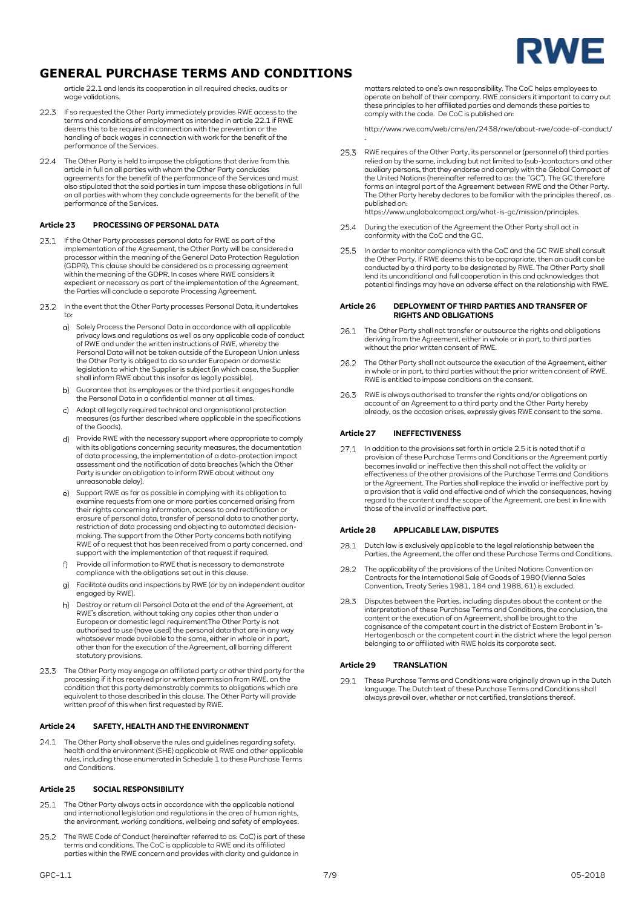article 22.1 and lends its cooperation in all required checks, audits or wage validations.

22.3 If so requested the Other Party immediately provides RWE access to the terms and conditions of employment as intended in article 22.1 if RWE deems this to be required in connection with the prevention or the handling of back wages in connection with work for the benefit of the performance of the Services.

22.4 The Other Party is held to impose the obligations that derive from this article in full on all parties with whom the Other Party concludes agreements for the benefit of the performance of the Services and must also stipulated that the said parties in turn impose these obligations in full on all parties with whom they conclude agreements for the benefit of the performance of the Services.

### Article 23 PROCESSING OF PERSONAL DATA

23.1 If the Other Party processes personal data for RWE as part of the implementation of the Agreement, the Other Party will be considered a processor within the meaning of the General Data Protection Regulation (GDPR). This clause should be considered as a processing agreement within the meaning of the GDPR. In cases where RWE considers it expedient or necessary as part of the implementation of the Agreement, the Parties will conclude a separate Processing Agreement.

23.2 In the event that the Other Party processes Personal Data, it undertakes to:

a) Solely Process the Personal Data in accordance with all applicable privacy laws and regulations as well as any applicable code of conduct of RWE and under the written instructions of RWE, whereby the Personal Data will not be taken outside of the European Union unless the Other Party is obliged to do so under European or domestic legislation to which the Supplier is subject (in which case, the Supplier shall inform RWE about this insofar as legally possible).

b) Guarantee that its employees or the third parties it engages handle the Personal Data in a confidential manner at all times.

c) Adapt all legally required technical and organisational protection measures (as further described where applicable in the specifications of the Goods).

d) Provide RWE with the necessary support where appropriate to comply with its obligations concerning security measures, the documentation of data processing, the implementation of a data-protection impact assessment and the notification of data breaches (which the Other Party is under an obligation to inform RWE about without any unreasonable delay).

e) Support RWE as far as possible in complying with its obligation to examine requests from one or more parties concerned arising from their rights concerning information, access to and rectification or erasure of personal data, transfer of personal data to another party, restriction of data processing and objecting to automated decision-making. The support from the Other Party concerns both notifying RWE of a request that has been received from a party concerned, and support with the implementation of that request if required.

f) Provide all information to RWE that is necessary to demonstrate compliance with the obligations set out in this clause.

g) Facilitate audits and inspections by RWE (or by an independent auditor engaged by RWE).

h) Destroy or return all Personal Data at the end of the Agreement, at RWE's discretion, without taking any copies other than under a European or domestic legal requirementThe Other Party is not authorised to use (have used) the personal data that are in any way whatsoever made available to the same, either in whole or in part, other than for the execution of the Agreement, all barring different statutory provisions.

23.3 The Other Party may engage an affiliated party or other third party for the processing if it has received prior written permission from RWE, on the condition that this party demonstrably commits to obligations which are equivalent to those described in this clause. The Other Party will provide written proof of this when first requested by RWE.

### Article 24 SAFETY, HEALTH AND THE ENVIRONMENT

24.1 The Other Party shall observe the rules and guidelines regarding safety, health and the environment (SHE) applicable at RWE and other applicable rules, including those enumerated in Schedule 1 to these Purchase Terms and Conditions.

### Article 25 SOCIAL RESPONSIBILITY

25.1 The Other Party always acts in accordance with the applicable national and international legislation and regulations in the area of human rights, the environment, working conditions, wellbeing and safety of employees.

25.2 The RWE Code of Conduct (hereinafter referred to as: CoC) is part of these terms and conditions. The CoC is applicable to RWE and its affiliated parties within the RWE concern and provides with clarity and guidance in matters related to one's own responsibility. The CoC helps employees to operate on behalf of their company. RWE considers it important to carry out these principles to her affiliated parties and demands these parties to comply with the code. De CoC is published on:

http://www.rwe.com/web/cms/en/2438/rwe/about-rwe/code-of-conduct/.

25.3 RWE requires of the Other Party, its personnel or (personnel of) third parties relied on by the same, including but not limited to (sub-)contactors and other auxiliary persons, that they endorse and comply with the Global Compact of the United Nations (hereinafter referred to as: the "GC"). The GC therefore forms an integral part of the Agreement between RWE and the Other Party. The Other Party hereby declares to be familiar with the principles thereof, as published on:
https://www.unglobalcompact.org/what-is-gc/mission/principles.

25.4 During the execution of the Agreement the Other Party shall act in conformity with the CoC and the GC.

25.5 In order to monitor compliance with the CoC and the GC RWE shall consult the Other Party. If RWE deems this to be appropriate, then an audit can be conducted by a third party to be designated by RWE. The Other Party shall lend its unconditional and full cooperation in this and acknowledges that potential findings may have an adverse effect on the relationship with RWE.

### Article 26 DEPLOYMENT OF THIRD PARTIES AND TRANSFER OF RIGHTS AND OBLIGATIONS

26.1 The Other Party shall not transfer or outsource the rights and obligations deriving from the Agreement, either in whole or in part, to third parties without the prior written consent of RWE.

26.2 The Other Party shall not outsource the execution of the Agreement, either in whole or in part, to third parties without the prior written consent of RWE. RWE is entitled to impose conditions on the consent.

26.3 RWE is always authorised to transfer the rights and/or obligations on account of an Agreement to a third party and the Other Party hereby already, as the occasion arises, expressly gives RWE consent to the same.

### Article 27 INEFFECTIVENESS

27.1 In addition to the provisions set forth in article 2.5 it is noted that if a provision of these Purchase Terms and Conditions or the Agreement partly becomes invalid or ineffective then this shall not affect the validity or effectiveness of the other provisions of the Purchase Terms and Conditions or the Agreement. The Parties shall replace the invalid or ineffective part by a provision that is valid and effective and of which the consequences, having regard to the content and the scope of the Agreement, are best in line with those of the invalid or ineffective part.

### Article 28 APPLICABLE LAW, DISPUTES

28.1 Dutch law is exclusively applicable to the legal relationship between the Parties, the Agreement, the offer and these Purchase Terms and Conditions.

28.2 The applicability of the provisions of the United Nations Convention on Contracts for the International Sale of Goods of 1980 (Vienna Sales Convention, Treaty Series 1981, 184 and 1988, 61) is excluded.

28.3 Disputes between the Parties, including disputes about the content or the interpretation of these Purchase Terms and Conditions, the conclusion, the content or the execution of an Agreement, shall be brought to the cognisance of the competent court in the district of Eastern Brabant in 's-Hertogenbosch or the competent court in the district where the legal person belonging to or affiliated with RWE holds its corporate seat.

### Article 29 TRANSLATION

29.1 These Purchase Terms and Conditions were originally drawn up in the Dutch language. The Dutch text of these Purchase Terms and Conditions shall always prevail over, whether or not certified, translations thereof.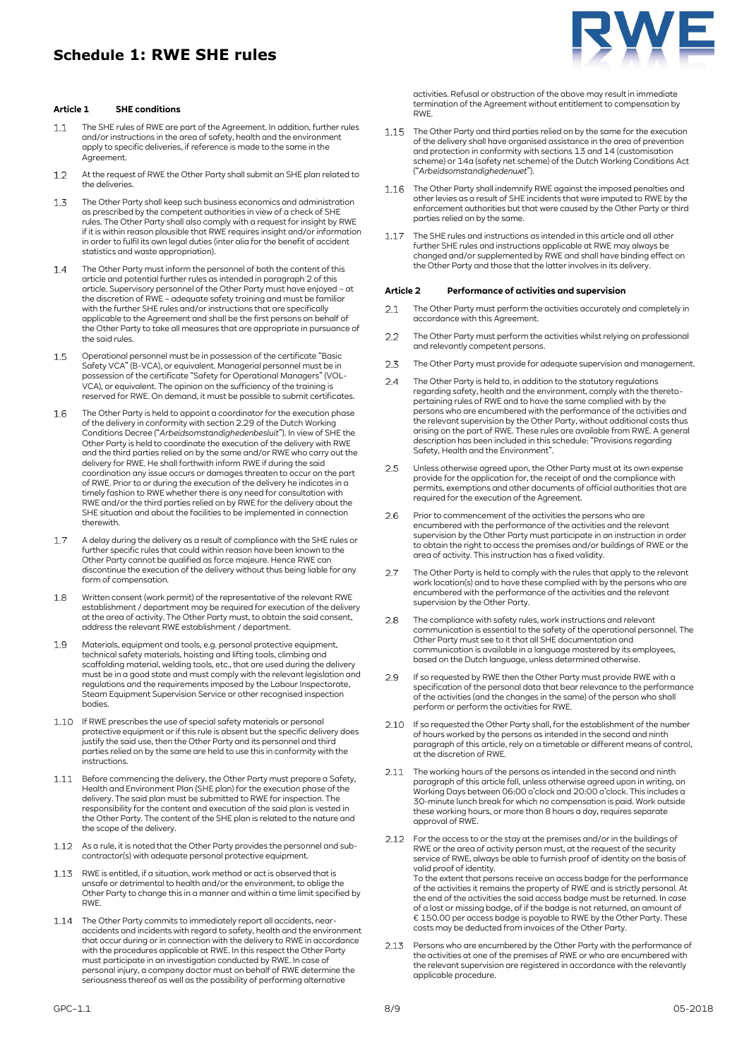# Schedule 1: RWE SHE rules

### Article 1 SHE conditions

1.1 The SHE rules of RWE are part of the Agreement. In addition, further rules and/or instructions in the area of safety, health and the environment apply to specific deliveries, if reference is made to the same in the Agreement.

1.2 At the request of RWE the Other Party shall submit an SHE plan related to the deliveries.

1.3 The Other Party shall keep such business economics and administration as prescribed by the competent authorities in view of a check of SHE rules. The Other Party shall also comply with a request for insight by RWE if it is within reason plausible that RWE requires insight and/or information in order to fulfil its own legal duties (inter alia for the benefit of accident statistics and waste appropriation).

1.4 The Other Party must inform the personnel of both the content of this article and potential further rules as intended in paragraph 2 of this article. Supervisory personnel of the Other Party must have enjoyed – at the discretion of RWE – adequate safety training and must be familiar with the further SHE rules and/or instructions that are specifically applicable to the Agreement and shall be the first persons on behalf of the Other Party to take all measures that are appropriate in pursuance of the said rules.

1.5 Operational personnel must be in possession of the certificate "Basic Safety VCA" (B-VCA), or equivalent. Managerial personnel must be in possession of the certificate "Safety for Operational Managers" (VOL-VCA), or equivalent. The opinion on the sufficiency of the training is reserved for RWE. On demand, it must be possible to submit certificates.

1.6 The Other Party is held to appoint a coordinator for the execution phase of the delivery in conformity with section 2.29 of the Dutch Working Conditions Decree ("*Arbeidsomstandighedenbesluit*"). In view of SHE the Other Party is held to coordinate the execution of the delivery with RWE and the third parties relied on by the same and/or RWE who carry out the delivery for RWE. He shall forthwith inform RWE if during the said coordination any issue occurs or damages threaten to occur on the part of RWE. Prior to or during the execution of the delivery he indicates in a timely fashion to RWE whether there is any need for consultation with RWE and/or the third parties relied on by RWE for the delivery about the SHE situation and about the facilities to be implemented in connection therewith.

1.7 A delay during the delivery as a result of compliance with the SHE rules or further specific rules that could within reason have been known to the Other Party cannot be qualified as force majeure. Hence RWE can discontinue the execution of the delivery without thus being liable for any form of compensation.

1.8 Written consent (work permit) of the representative of the relevant RWE establishment / department may be required for execution of the delivery at the area of activity. The Other Party must, to obtain the said consent, address the relevant RWE establishment / department.

1.9 Materials, equipment and tools, e.g. personal protective equipment, technical safety materials, hoisting and lifting tools, climbing and scaffolding material, welding tools, etc., that are used during the delivery must be in a good state and must comply with the relevant legislation and regulations and the requirements imposed by the Labour Inspectorate, Steam Equipment Supervision Service or other recognised inspection bodies.

1.10 If RWE prescribes the use of special safety materials or personal protective equipment or if this rule is absent but the specific delivery does justify the said use, then the Other Party and its personnel and third parties relied on by the same are held to use this in conformity with the instructions.

1.11 Before commencing the delivery, the Other Party must prepare a Safety, Health and Environment Plan (SHE plan) for the execution phase of the delivery. The said plan must be submitted to RWE for inspection. The responsibility for the content and execution of the said plan is vested in the Other Party. The content of the SHE plan is related to the nature and the scope of the delivery.

1.12 As a rule, it is noted that the Other Party provides the personnel and sub-contractor(s) with adequate personal protective equipment.

1.13 RWE is entitled, if a situation, work method or act is observed that is unsafe or detrimental to health and/or the environment, to oblige the Other Party to change this in a manner and within a time limit specified by RWE.

1.14 The Other Party commits to immediately report all accidents, near-accidents and incidents with regard to safety, health and the environment that occur during or in connection with the delivery to RWE in accordance with the procedures applicable at RWE. In this respect the Other Party must participate in an investigation conducted by RWE. In case of personal injury, a company doctor must on behalf of RWE determine the seriousness thereof as well as the possibility of performing alternative activities. Refusal or obstruction of the above may result in immediate termination of the Agreement without entitlement to compensation by RWE.

1.15 The Other Party and third parties relied on by the same for the execution of the delivery shall have organised assistance in the area of prevention and protection in conformity with sections 13 and 14 (customisation scheme) or 14a (safety net scheme) of the Dutch Working Conditions Act ("*Arbeidsomstandighedenwet*").

1.16 The Other Party shall indemnify RWE against the imposed penalties and other levies as a result of SHE incidents that were imputed to RWE by the enforcement authorities but that were caused by the Other Party or third parties relied on by the same.

1.17 The SHE rules and instructions as intended in this article and all other further SHE rules and instructions applicable at RWE may always be changed and/or supplemented by RWE and shall have binding effect on the Other Party and those that the latter involves in its delivery.

### Article 2 Performance of activities and supervision

2.1 The Other Party must perform the activities accurately and completely in accordance with this Agreement.

2.2 The Other Party must perform the activities whilst relying on professional and relevantly competent persons.

2.3 The Other Party must provide for adequate supervision and management.

2.4 The Other Party is held to, in addition to the statutory regulations regarding safety, health and the environment, comply with the thereto-pertaining rules of RWE and to have the same complied with by the persons who are encumbered with the performance of the activities and the relevant supervision by the Other Party, without additional costs thus arising on the part of RWE. These rules are available from RWE. A general description has been included in this schedule: "Provisions regarding Safety, Health and the Environment".

2.5 Unless otherwise agreed upon, the Other Party must at its own expense provide for the application for, the receipt of and the compliance with permits, exemptions and other documents of official authorities that are required for the execution of the Agreement.

2.6 Prior to commencement of the activities the persons who are encumbered with the performance of the activities and the relevant supervision by the Other Party must participate in an instruction in order to obtain the right to access the premises and/or buildings of RWE or the area of activity. This instruction has a fixed validity.

2.7 The Other Party is held to comply with the rules that apply to the relevant work location(s) and to have these complied with by the persons who are encumbered with the performance of the activities and the relevant supervision by the Other Party.

2.8 The compliance with safety rules, work instructions and relevant communication is essential to the safety of the operational personnel. The Other Party must see to it that all SHE documentation and communication is available in a language mastered by its employees, based on the Dutch language, unless determined otherwise.

2.9 If so requested by RWE then the Other Party must provide RWE with a specification of the personal data that bear relevance to the performance of the activities (and the changes in the same) of the person who shall perform or perform the activities for RWE.

2.10 If so requested the Other Party shall, for the establishment of the number of hours worked by the persons as intended in the second and ninth paragraph of this article, rely on a timetable or different means of control, at the discretion of RWE.

2.11 The working hours of the persons as intended in the second and ninth paragraph of this article fall, unless otherwise agreed upon in writing, on Working Days between 06:00 o'clock and 20:00 o'clock. This includes a 30-minute lunch break for which no compensation is paid. Work outside these working hours, or more than 8 hours a day, requires separate approval of RWE.

2.12 For the access to or the stay at the premises and/or in the buildings of RWE or the area of activity person must, at the request of the security service of RWE, always be able to furnish proof of identity on the basis of valid proof of identity.
To the extent that persons receive an access badge for the performance of the activities it remains the property of RWE and is strictly personal. At the end of the activities the said access badge must be returned. In case of a lost or missing badge, of if the badge is not returned, an amount of € 150.00 per access badge is payable to RWE by the Other Party. These costs may be deducted from invoices of the Other Party.

2.13 Persons who are encumbered by the Other Party with the performance of the activities at one of the premises of RWE or who are encumbered with the relevant supervision are registered in accordance with the relevantly applicable procedure.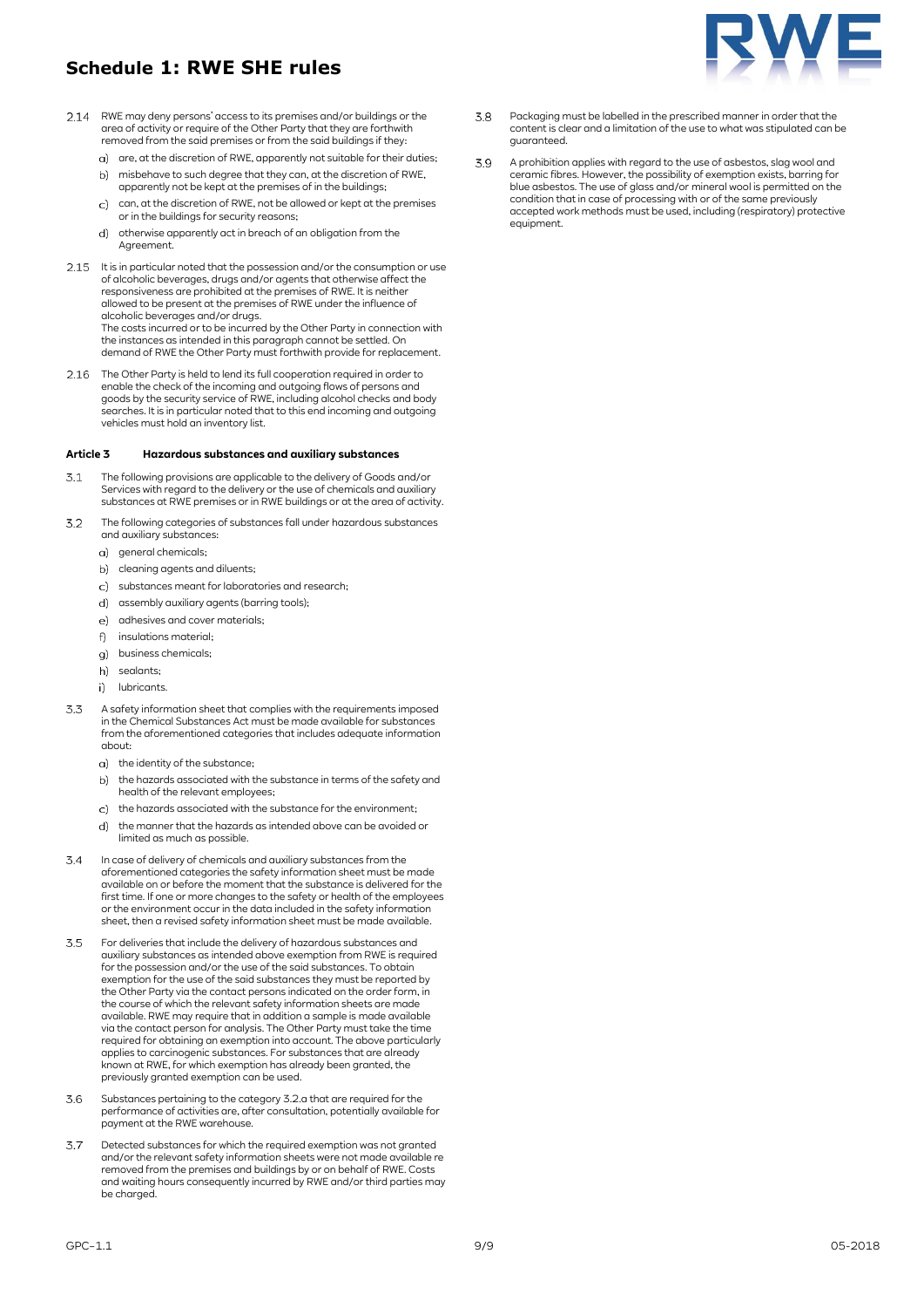# Schedule 1: RWE SHE rules

2.14 RWE may deny persons' access to its premises and/or buildings or the area of activity or require of the Other Party that they are forthwith removed from the said premises or from the said buildings if they:

a) are, at the discretion of RWE, apparently not suitable for their duties;

b) misbehave to such degree that they can, at the discretion of RWE, apparently not be kept at the premises of in the buildings;

c) can, at the discretion of RWE, not be allowed or kept at the premises or in the buildings for security reasons;

d) otherwise apparently act in breach of an obligation from the Agreement.

2.15 It is in particular noted that the possession and/or the consumption or use of alcoholic beverages, drugs and/or agents that otherwise affect the responsiveness are prohibited at the premises of RWE. It is neither allowed to be present at the premises of RWE under the influence of alcoholic beverages and/or drugs.
The costs incurred or to be incurred by the Other Party in connection with the instances as intended in this paragraph cannot be settled. On demand of RWE the Other Party must forthwith provide for replacement.

2.16 The Other Party is held to lend its full cooperation required in order to enable the check of the incoming and outgoing flows of persons and goods by the security service of RWE, including alcohol checks and body searches. It is in particular noted that to this end incoming and outgoing vehicles must hold an inventory list.

### Article 3 Hazardous substances and auxiliary substances

3.1 The following provisions are applicable to the delivery of Goods and/or Services with regard to the delivery or the use of chemicals and auxiliary substances at RWE premises or in RWE buildings or at the area of activity.

3.2 The following categories of substances fall under hazardous substances and auxiliary substances:

a) general chemicals;

b) cleaning agents and diluents;

c) substances meant for laboratories and research;

d) assembly auxiliary agents (barring tools);

e) adhesives and cover materials;

f) insulations material;

g) business chemicals;

h) sealants;

i) lubricants.

3.3 A safety information sheet that complies with the requirements imposed in the Chemical Substances Act must be made available for substances from the aforementioned categories that includes adequate information about:

a) the identity of the substance;

b) the hazards associated with the substance in terms of the safety and health of the relevant employees;

c) the hazards associated with the substance for the environment;

d) the manner that the hazards as intended above can be avoided or limited as much as possible.

3.4 In case of delivery of chemicals and auxiliary substances from the aforementioned categories the safety information sheet must be made available on or before the moment that the substance is delivered for the first time. If one or more changes to the safety or health of the employees or the environment occur in the data included in the safety information sheet, then a revised safety information sheet must be made available.

3.5 For deliveries that include the delivery of hazardous substances and auxiliary substances as intended above exemption from RWE is required for the possession and/or the use of the said substances. To obtain exemption for the use of the said substances they must be reported by the Other Party via the contact persons indicated on the order form, in the course of which the relevant safety information sheets are made available. RWE may require that in addition a sample is made available via the contact person for analysis. The Other Party must take the time required for obtaining an exemption into account. The above particularly applies to carcinogenic substances. For substances that are already known at RWE, for which exemption has already been granted, the previously granted exemption can be used.

3.6 Substances pertaining to the category 3.2.a that are required for the performance of activities are, after consultation, potentially available for payment at the RWE warehouse.

3.7 Detected substances for which the required exemption was not granted and/or the relevant safety information sheets were not made available re removed from the premises and buildings by or on behalf of RWE. Costs and waiting hours consequently incurred by RWE and/or third parties may be charged.

3.8 Packaging must be labelled in the prescribed manner in order that the content is clear and a limitation of the use to what was stipulated can be guaranteed.

3.9 A prohibition applies with regard to the use of asbestos, slag wool and ceramic fibres. However, the possibility of exemption exists, barring for blue asbestos. The use of glass and/or mineral wool is permitted on the condition that in case of processing with or of the same previously accepted work methods must be used, including (respiratory) protective equipment.